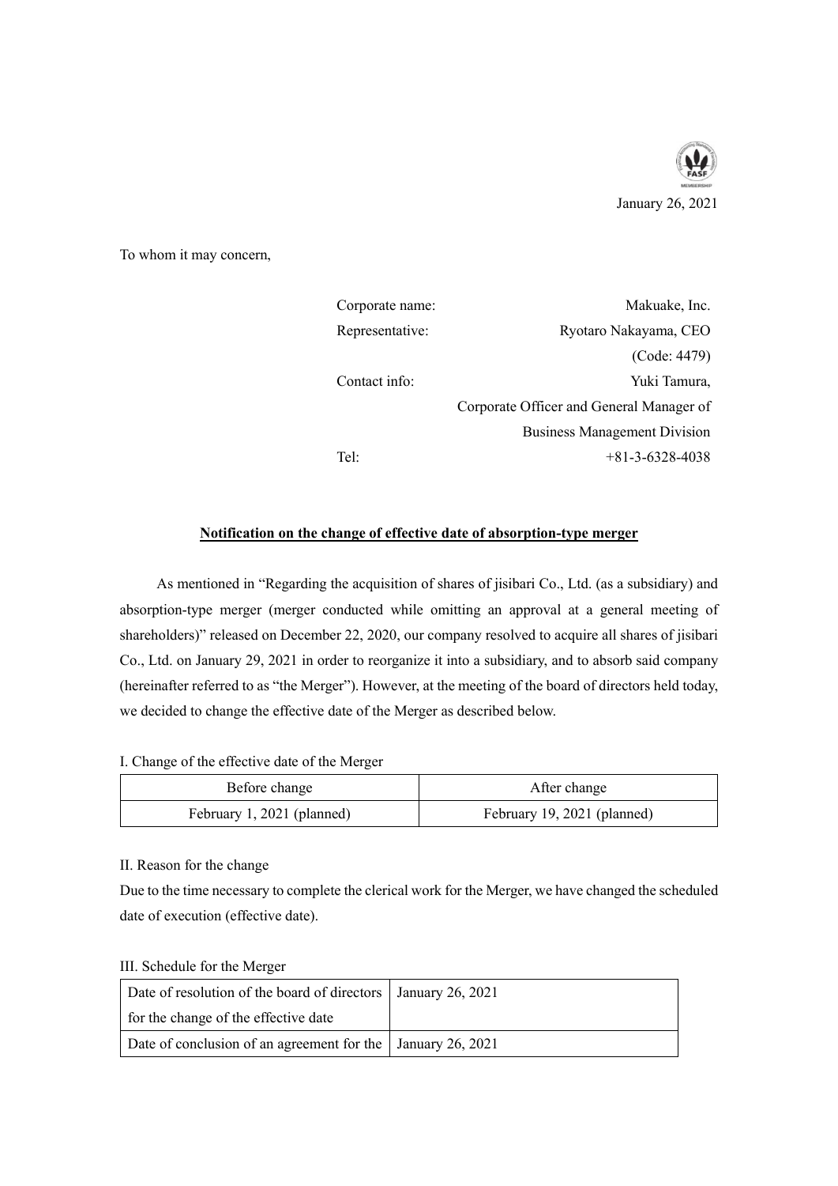January 26, 2021

To whom it may concern,

Corporate name: Makuake, Inc.
Representative: Ryotaro Nakayama, CEO
(Code: 4479)
Contact info: Yuki Tamura,
Corporate Officer and General Manager of
Business Management Division
Tel: +81-3-6328-4038

## Notification on the change of effective date of absorption-type merger

As mentioned in "Regarding the acquisition of shares of jisibari Co., Ltd. (as a subsidiary) and absorption-type merger (merger conducted while omitting an approval at a general meeting of shareholders)" released on December 22, 2020, our company resolved to acquire all shares of jisibari Co., Ltd. on January 29, 2021 in order to reorganize it into a subsidiary, and to absorb said company (hereinafter referred to as "the Merger"). However, at the meeting of the board of directors held today, we decided to change the effective date of the Merger as described below.

I. Change of the effective date of the Merger

| Before change | After change |
|---|---|
| February 1, 2021 (planned) | February 19, 2021 (planned) |

II. Reason for the change

Due to the time necessary to complete the clerical work for the Merger, we have changed the scheduled date of execution (effective date).

III. Schedule for the Merger

| | |
|---|---|
| Date of resolution of the board of directors for the change of the effective date | January 26, 2021 |
| Date of conclusion of an agreement for the | January 26, 2021 |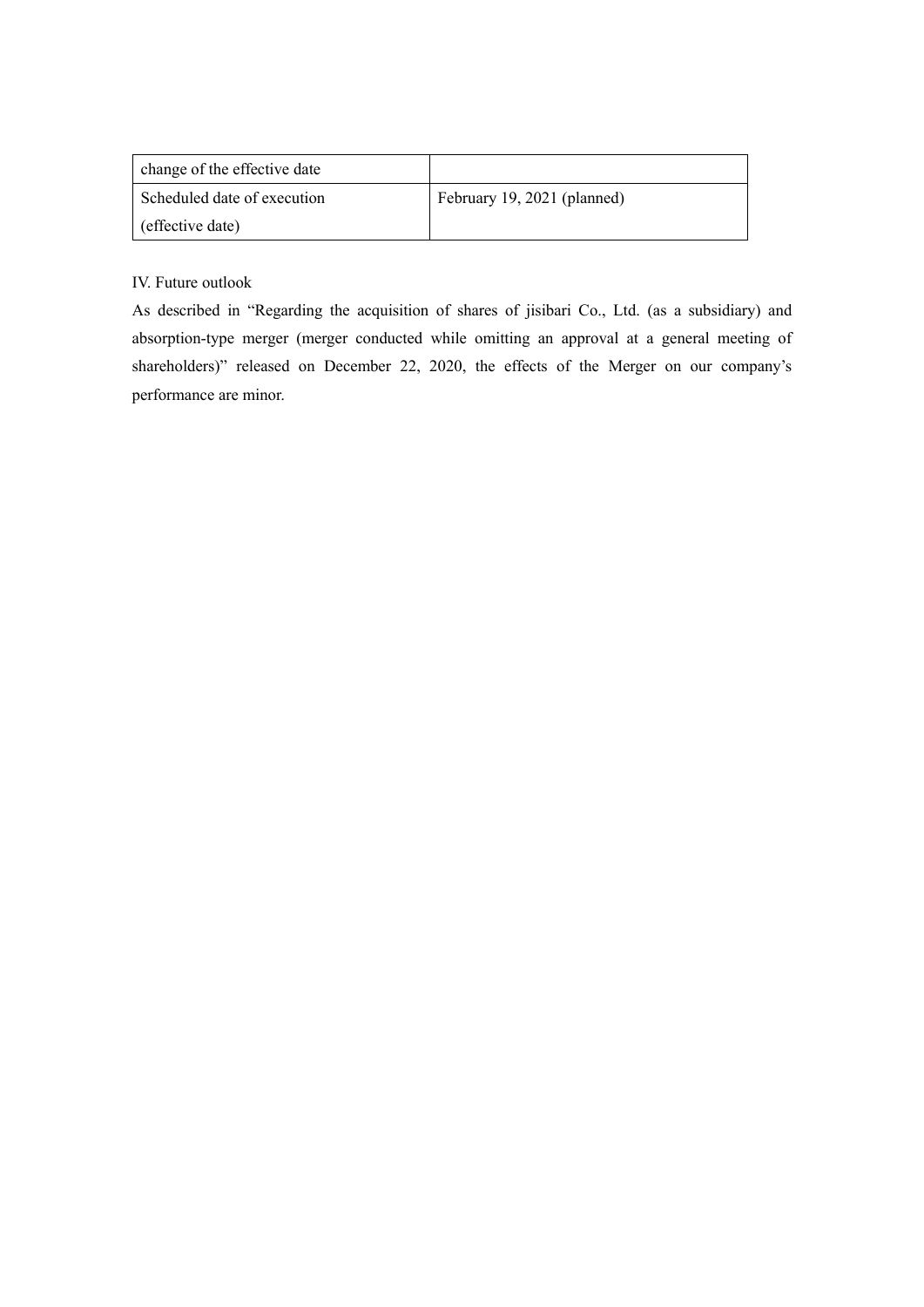| | |
|---|---|
| change of the effective date | |
| Scheduled date of execution (effective date) | February 19, 2021 (planned) |

IV. Future outlook

As described in "Regarding the acquisition of shares of jisibari Co., Ltd. (as a subsidiary) and absorption-type merger (merger conducted while omitting an approval at a general meeting of shareholders)" released on December 22, 2020, the effects of the Merger on our company's performance are minor.